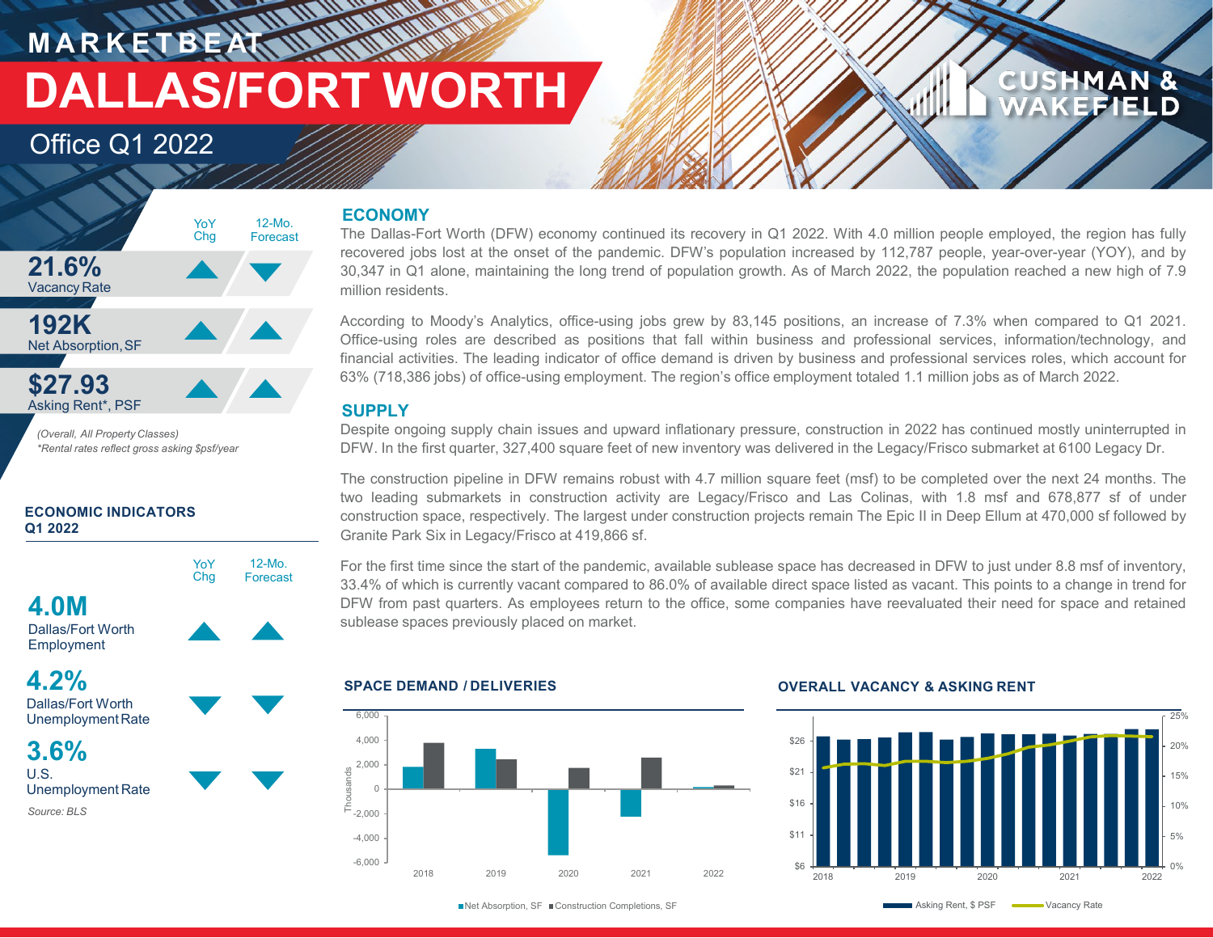MARKETBEAT

# DALLAS/FORT WORTH

Office Q1 2022

| | YoY Chg | 12-Mo. Forecast |
|---|---|---|
| **21.6%** Vacancy Rate | ▲ | ▼ |
| **192K** Net Absorption, SF | ▲ | ▲ |
| **$27.93** Asking Rent*, PSF | ▲ | ▲ |

*(Overall, All Property Classes)*
**Rental rates reflect gross asking $psf/year*

### ECONOMIC INDICATORS Q1 2022

| | YoY Chg | 12-Mo. Forecast |
|---|---|---|
| **4.0M** Dallas/Fort Worth Employment | ▲ | ▲ |
| **4.2%** Dallas/Fort Worth Unemployment Rate | ▼ | ▼ |
| **3.6%** U.S. Unemployment Rate | ▼ | ▼ |

*Source: BLS*

## ECONOMY

The Dallas-Fort Worth (DFW) economy continued its recovery in Q1 2022. With 4.0 million people employed, the region has fully recovered jobs lost at the onset of the pandemic. DFW's population increased by 112,787 people, year-over-year (YOY), and by 30,347 in Q1 alone, maintaining the long trend of population growth. As of March 2022, the population reached a new high of 7.9 million residents.

According to Moody's Analytics, office-using jobs grew by 83,145 positions, an increase of 7.3% when compared to Q1 2021. Office-using roles are described as positions that fall within business and professional services, information/technology, and financial activities. The leading indicator of office demand is driven by business and professional services roles, which account for 63% (718,386 jobs) of office-using employment. The region's office employment totaled 1.1 million jobs as of March 2022.

## SUPPLY

Despite ongoing supply chain issues and upward inflationary pressure, construction in 2022 has continued mostly uninterrupted in DFW. In the first quarter, 327,400 square feet of new inventory was delivered in the Legacy/Frisco submarket at 6100 Legacy Dr.

The construction pipeline in DFW remains robust with 4.7 million square feet (msf) to be completed over the next 24 months. The two leading submarkets in construction activity are Legacy/Frisco and Las Colinas, with 1.8 msf and 678,877 sf of under construction space, respectively. The largest under construction projects remain The Epic II in Deep Ellum at 470,000 sf followed by Granite Park Six in Legacy/Frisco at 419,866 sf.

For the first time since the start of the pandemic, available sublease space has decreased in DFW to just under 8.8 msf of inventory, 33.4% of which is currently vacant compared to 86.0% of available direct space listed as vacant. This points to a change in trend for DFW from past quarters. As employees return to the office, some companies have reevaluated their need for space and retained sublease spaces previously placed on market.

### SPACE DEMAND / DELIVERIES

Net Absorption, SF ■ Construction Completions, SF

### OVERALL VACANCY & ASKING RENT

Asking Rent, $ PSF — Vacancy Rate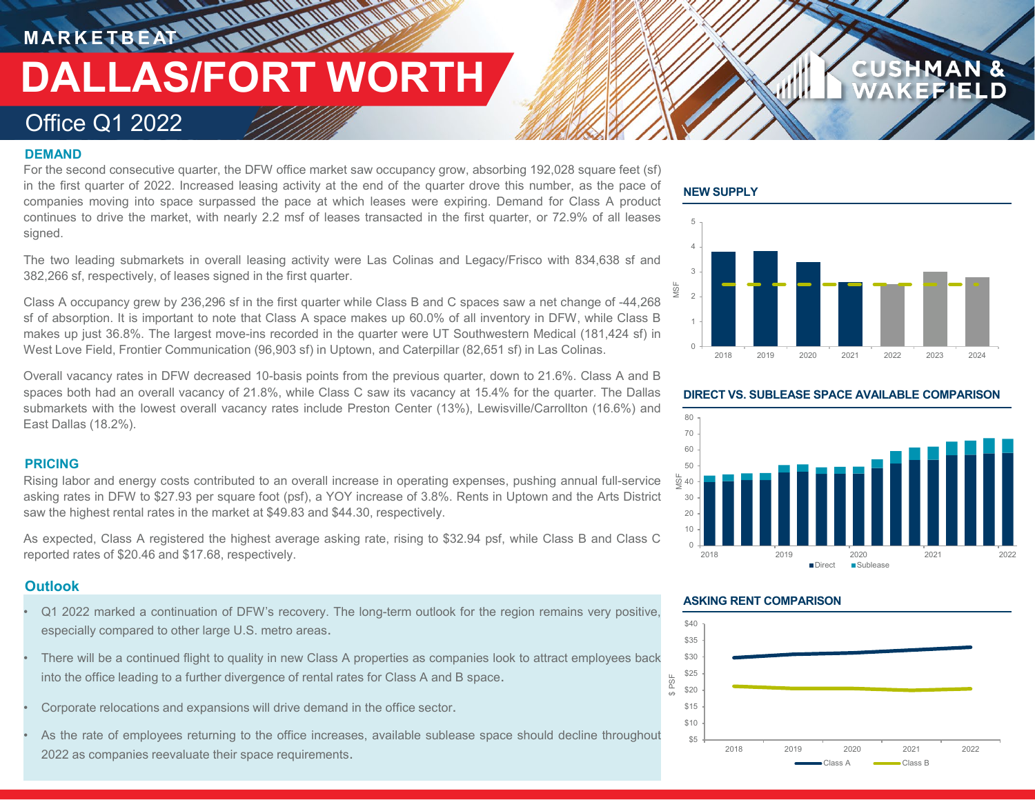MARKETBEAT

# DALLAS/FORT WORTH

## Office Q1 2022

### DEMAND

For the second consecutive quarter, the DFW office market saw occupancy grow, absorbing 192,028 square feet (sf) in the first quarter of 2022. Increased leasing activity at the end of the quarter drove this number, as the pace of companies moving into space surpassed the pace at which leases were expiring. Demand for Class A product continues to drive the market, with nearly 2.2 msf of leases transacted in the first quarter, or 72.9% of all leases signed.

The two leading submarkets in overall leasing activity were Las Colinas and Legacy/Frisco with 834,638 sf and 382,266 sf, respectively, of leases signed in the first quarter.

Class A occupancy grew by 236,296 sf in the first quarter while Class B and C spaces saw a net change of -44,268 sf of absorption. It is important to note that Class A space makes up 60.0% of all inventory in DFW, while Class B makes up just 36.8%. The largest move-ins recorded in the quarter were UT Southwestern Medical (181,424 sf) in West Love Field, Frontier Communication (96,903 sf) in Uptown, and Caterpillar (82,651 sf) in Las Colinas.

Overall vacancy rates in DFW decreased 10-basis points from the previous quarter, down to 21.6%. Class A and B spaces both had an overall vacancy of 21.8%, while Class C saw its vacancy at 15.4% for the quarter. The Dallas submarkets with the lowest overall vacancy rates include Preston Center (13%), Lewisville/Carrollton (16.6%) and East Dallas (18.2%).

### PRICING

Rising labor and energy costs contributed to an overall increase in operating expenses, pushing annual full-service asking rates in DFW to $27.93 per square foot (psf), a YOY increase of 3.8%. Rents in Uptown and the Arts District saw the highest rental rates in the market at $49.83 and $44.30, respectively.

As expected, Class A registered the highest average asking rate, rising to $32.94 psf, while Class B and Class C reported rates of $20.46 and $17.68, respectively.

### Outlook

- Q1 2022 marked a continuation of DFW's recovery. The long-term outlook for the region remains very positive, especially compared to other large U.S. metro areas.
- There will be a continued flight to quality in new Class A properties as companies look to attract employees back into the office leading to a further divergence of rental rates for Class A and B space.
- Corporate relocations and expansions will drive demand in the office sector.
- As the rate of employees returning to the office increases, available sublease space should decline throughout 2022 as companies reevaluate their space requirements.

### NEW SUPPLY

### DIRECT VS. SUBLEASE SPACE AVAILABLE COMPARISON

### ASKING RENT COMPARISON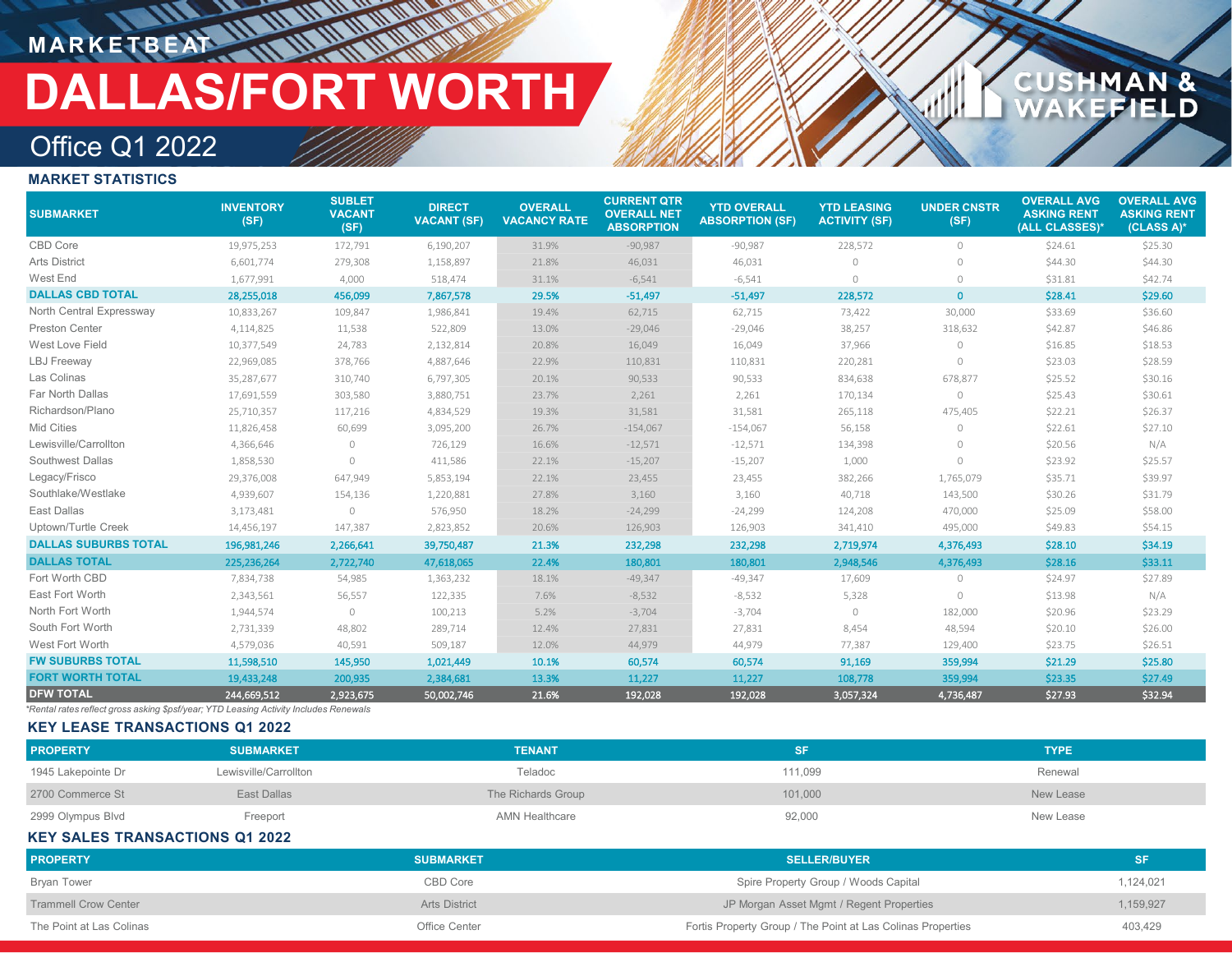MARKETBEAT

# DALLAS/FORT WORTH

## Office Q1 2022

### MARKET STATISTICS

| SUBMARKET | INVENTORY (SF) | SUBLET VACANT (SF) | DIRECT VACANT (SF) | OVERALL VACANCY RATE | CURRENT QTR OVERALL NET ABSORPTION | YTD OVERALL ABSORPTION (SF) | YTD LEASING ACTIVITY (SF) | UNDER CNSTR (SF) | OVERALL AVG ASKING RENT (ALL CLASSES)* | OVERALL AVG ASKING RENT (CLASS A)* |
|---|---|---|---|---|---|---|---|---|---|---|
| CBD Core | 19,975,253 | 172,791 | 6,190,207 | 31.9% | -90,987 | -90,987 | 228,572 | 0 | $24.61 | $25.30 |
| Arts District | 6,601,774 | 279,308 | 1,158,897 | 21.8% | 46,031 | 46,031 | 0 | 0 | $44.30 | $44.30 |
| West End | 1,677,991 | 4,000 | 518,474 | 31.1% | -6,541 | -6,541 | 0 | 0 | $31.81 | $42.74 |
| **DALLAS CBD TOTAL** | **28,255,018** | **456,099** | **7,867,578** | **29.5%** | **-51,497** | **-51,497** | **228,572** | **0** | **$28.41** | **$29.60** |
| North Central Expressway | 10,833,267 | 109,847 | 1,986,841 | 19.4% | 62,715 | 62,715 | 73,422 | 30,000 | $33.69 | $36.60 |
| Preston Center | 4,114,825 | 11,538 | 522,809 | 13.0% | -29,046 | -29,046 | 38,257 | 318,632 | $42.87 | $46.86 |
| West Love Field | 10,377,549 | 24,783 | 2,132,814 | 20.8% | 16,049 | 16,049 | 37,966 | 0 | $16.85 | $18.53 |
| LBJ Freeway | 22,969,085 | 378,766 | 4,887,646 | 22.9% | 110,831 | 110,831 | 220,281 | 0 | $23.03 | $28.59 |
| Las Colinas | 35,287,677 | 310,740 | 6,797,305 | 20.1% | 90,533 | 90,533 | 834,638 | 678,877 | $25.52 | $30.16 |
| Far North Dallas | 17,691,559 | 303,580 | 3,880,751 | 23.7% | 2,261 | 2,261 | 170,134 | 0 | $25.43 | $30.61 |
| Richardson/Plano | 25,710,357 | 117,216 | 4,834,529 | 19.3% | 31,581 | 31,581 | 265,118 | 475,405 | $22.21 | $26.37 |
| Mid Cities | 11,826,458 | 60,699 | 3,095,200 | 26.7% | -154,067 | -154,067 | 56,158 | 0 | $22.61 | $27.10 |
| Lewisville/Carrollton | 4,366,646 | 0 | 726,129 | 16.6% | -12,571 | -12,571 | 134,398 | 0 | $20.56 | N/A |
| Southwest Dallas | 1,858,530 | 0 | 411,586 | 22.1% | -15,207 | -15,207 | 1,000 | 0 | $23.92 | $25.57 |
| Legacy/Frisco | 29,376,008 | 647,949 | 5,853,194 | 22.1% | 23,455 | 23,455 | 382,266 | 1,765,079 | $35.71 | $39.97 |
| Southlake/Westlake | 4,939,607 | 154,136 | 1,220,881 | 27.8% | 3,160 | 3,160 | 40,718 | 143,500 | $30.26 | $31.79 |
| East Dallas | 3,173,481 | 0 | 576,950 | 18.2% | -24,299 | -24,299 | 124,208 | 470,000 | $25.09 | $58.00 |
| Uptown/Turtle Creek | 14,456,197 | 147,387 | 2,823,852 | 20.6% | 126,903 | 126,903 | 341,410 | 495,000 | $49.83 | $54.15 |
| **DALLAS SUBURBS TOTAL** | **196,981,246** | **2,266,641** | **39,750,487** | **21.3%** | **232,298** | **232,298** | **2,719,974** | **4,376,493** | **$28.10** | **$34.19** |
| **DALLAS TOTAL** | **225,236,264** | **2,722,740** | **47,618,065** | **22.4%** | **180,801** | **180,801** | **2,948,546** | **4,376,493** | **$28.16** | **$33.11** |
| Fort Worth CBD | 7,834,738 | 54,985 | 1,363,232 | 18.1% | -49,347 | -49,347 | 17,609 | 0 | $24.97 | $27.89 |
| East Fort Worth | 2,343,561 | 56,557 | 122,335 | 7.6% | -8,532 | -8,532 | 5,328 | 0 | $13.98 | N/A |
| North Fort Worth | 1,944,574 | 0 | 100,213 | 5.2% | -3,704 | -3,704 | 0 | 182,000 | $20.96 | $23.29 |
| South Fort Worth | 2,731,339 | 48,802 | 289,714 | 12.4% | 27,831 | 27,831 | 8,454 | 48,594 | $20.10 | $26.00 |
| West Fort Worth | 4,579,036 | 40,591 | 509,187 | 12.0% | 44,979 | 44,979 | 77,387 | 129,400 | $23.75 | $26.51 |
| **FW SUBURBS TOTAL** | **11,598,510** | **145,950** | **1,021,449** | **10.1%** | **60,574** | **60,574** | **91,169** | **359,994** | **$21.29** | **$25.80** |
| **FORT WORTH TOTAL** | **19,433,248** | **200,935** | **2,384,681** | **13.3%** | **11,227** | **11,227** | **108,778** | **359,994** | **$23.35** | **$27.49** |
| **DFW TOTAL** | **244,669,512** | **2,923,675** | **50,002,746** | **21.6%** | **192,028** | **192,028** | **3,057,324** | **4,736,487** | **$27.93** | **$32.94** |

*Rental rates reflect gross asking $psf/year; YTD Leasing Activity Includes Renewals

### KEY LEASE TRANSACTIONS Q1 2022

| PROPERTY | SUBMARKET | TENANT | SF | TYPE |
|---|---|---|---|---|
| 1945 Lakepointe Dr | Lewisville/Carrollton | Teladoc | 111,099 | Renewal |
| 2700 Commerce St | East Dallas | The Richards Group | 101,000 | New Lease |
| 2999 Olympus Blvd | Freeport | AMN Healthcare | 92,000 | New Lease |

### KEY SALES TRANSACTIONS Q1 2022

| PROPERTY | SUBMARKET | SELLER/BUYER | SF |
|---|---|---|---|
| Bryan Tower | CBD Core | Spire Property Group / Woods Capital | 1,124,021 |
| Trammell Crow Center | Arts District | JP Morgan Asset Mgmt / Regent Properties | 1,159,927 |
| The Point at Las Colinas | Office Center | Fortis Property Group / The Point at Las Colinas Properties | 403,429 |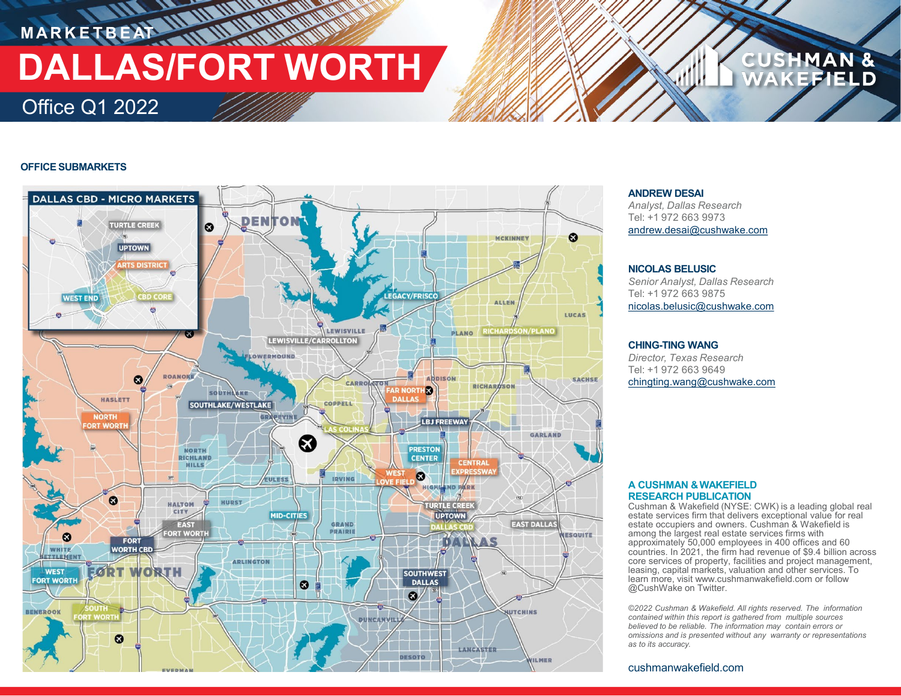MARKETBEAT

# DALLAS/FORT WORTH

Office Q1 2022

## OFFICE SUBMARKETS

**ANDREW DESAI**
*Analyst, Dallas Research*
Tel: +1 972 663 9973
andrew.desai@cushwake.com

**NICOLAS BELUSIC**
*Senior Analyst, Dallas Research*
Tel: +1 972 663 9875
nicolas.belusic@cushwake.com

**CHING-TING WANG**
*Director, Texas Research*
Tel: +1 972 663 9649
chingting.wang@cushwake.com

### A CUSHMAN & WAKEFIELD RESEARCH PUBLICATION

Cushman & Wakefield (NYSE: CWK) is a leading global real estate services firm that delivers exceptional value for real estate occupiers and owners. Cushman & Wakefield is among the largest real estate services firms with approximately 50,000 employees in 400 offices and 60 countries. In 2021, the firm had revenue of $9.4 billion across core services of property, facilities and project management, leasing, capital markets, valuation and other services. To learn more, visit www.cushmanwakefield.com or follow @CushWake on Twitter.

*©2022 Cushman & Wakefield. All rights reserved. The information contained within this report is gathered from multiple sources believed to be reliable. The information may contain errors or omissions and is presented without any warranty or representations as to its accuracy.*

cushmanwakefield.com